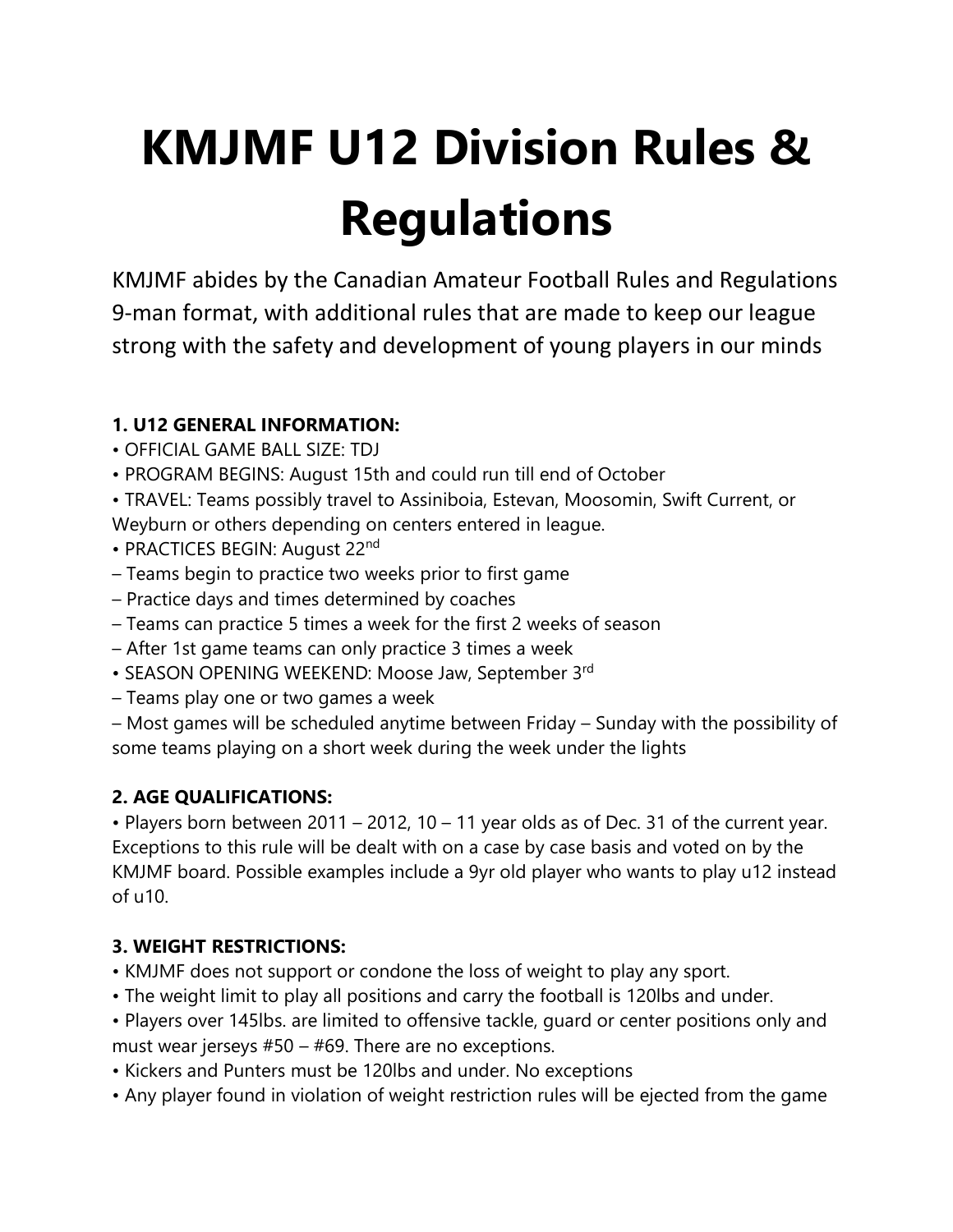# KMJMF U12 Division Rules & Regulations

KMJMF abides by the Canadian Amateur Football Rules and Regulations 9-man format, with additional rules that are made to keep our league strong with the safety and development of young players in our minds

### 1. U12 GENERAL INFORMATION:

- OFFICIAL GAME BALL SIZE: TDJ
- PROGRAM BEGINS: August 15th and could run till end of October
- TRAVEL: Teams possibly travel to Assiniboia, Estevan, Moosomin, Swift Current, or Weyburn or others depending on centers entered in league.
- PRACTICES BEGIN: August 22nd
  - Teams begin to practice two weeks prior to first game
  - Practice days and times determined by coaches
  - Teams can practice 5 times a week for the first 2 weeks of season
  - After 1st game teams can only practice 3 times a week
- SEASON OPENING WEEKEND: Moose Jaw, September 3rd
  - Teams play one or two games a week
  - Most games will be scheduled anytime between Friday – Sunday with the possibility of some teams playing on a short week during the week under the lights

### 2. AGE QUALIFICATIONS:

- Players born between 2011 – 2012, 10 – 11 year olds as of Dec. 31 of the current year. Exceptions to this rule will be dealt with on a case by case basis and voted on by the KMJMF board. Possible examples include a 9yr old player who wants to play u12 instead of u10.

### 3. WEIGHT RESTRICTIONS:

- KMJMF does not support or condone the loss of weight to play any sport.
- The weight limit to play all positions and carry the football is 120lbs and under.
- Players over 145lbs. are limited to offensive tackle, guard or center positions only and must wear jerseys #50 – #69. There are no exceptions.
- Kickers and Punters must be 120lbs and under. No exceptions
- Any player found in violation of weight restriction rules will be ejected from the game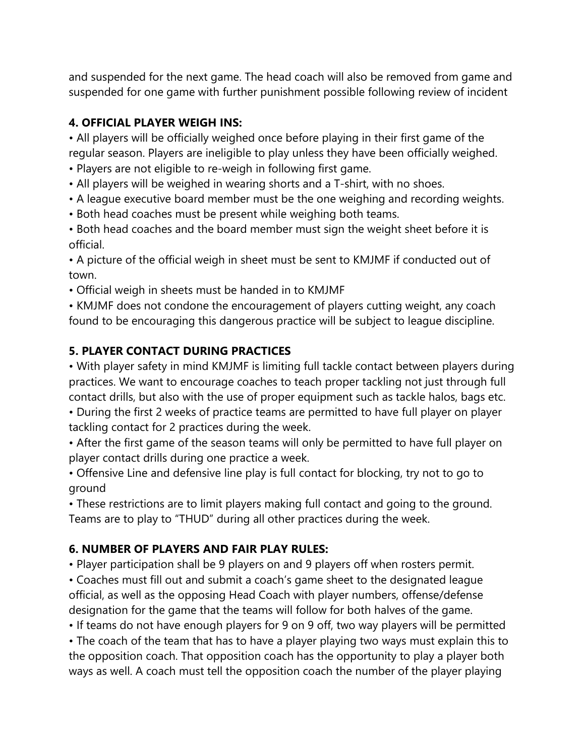and suspended for the next game. The head coach will also be removed from game and suspended for one game with further punishment possible following review of incident

**4. OFFICIAL PLAYER WEIGH INS:**

• All players will be officially weighed once before playing in their first game of the regular season. Players are ineligible to play unless they have been officially weighed.
• Players are not eligible to re-weigh in following first game.
• All players will be weighed in wearing shorts and a T-shirt, with no shoes.
• A league executive board member must be the one weighing and recording weights.
• Both head coaches must be present while weighing both teams.
• Both head coaches and the board member must sign the weight sheet before it is official.
• A picture of the official weigh in sheet must be sent to KMJMF if conducted out of town.
• Official weigh in sheets must be handed in to KMJMF
• KMJMF does not condone the encouragement of players cutting weight, any coach found to be encouraging this dangerous practice will be subject to league discipline.

**5. PLAYER CONTACT DURING PRACTICES**

• With player safety in mind KMJMF is limiting full tackle contact between players during practices. We want to encourage coaches to teach proper tackling not just through full contact drills, but also with the use of proper equipment such as tackle halos, bags etc.
• During the first 2 weeks of practice teams are permitted to have full player on player tackling contact for 2 practices during the week.
• After the first game of the season teams will only be permitted to have full player on player contact drills during one practice a week.
• Offensive Line and defensive line play is full contact for blocking, try not to go to ground
• These restrictions are to limit players making full contact and going to the ground. Teams are to play to "THUD" during all other practices during the week.

**6. NUMBER OF PLAYERS AND FAIR PLAY RULES:**

• Player participation shall be 9 players on and 9 players off when rosters permit.
• Coaches must fill out and submit a coach's game sheet to the designated league official, as well as the opposing Head Coach with player numbers, offense/defense designation for the game that the teams will follow for both halves of the game.
• If teams do not have enough players for 9 on 9 off, two way players will be permitted
• The coach of the team that has to have a player playing two ways must explain this to the opposition coach. That opposition coach has the opportunity to play a player both ways as well. A coach must tell the opposition coach the number of the player playing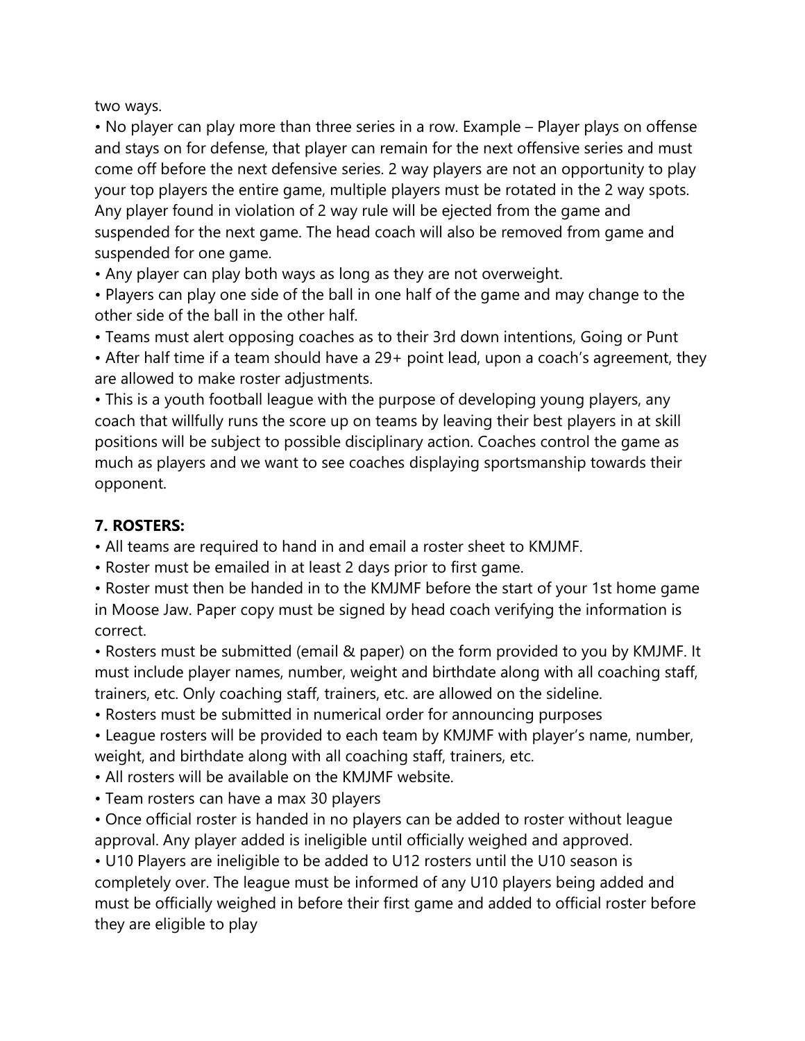two ways.

- No player can play more than three series in a row. Example – Player plays on offense and stays on for defense, that player can remain for the next offensive series and must come off before the next defensive series. 2 way players are not an opportunity to play your top players the entire game, multiple players must be rotated in the 2 way spots. Any player found in violation of 2 way rule will be ejected from the game and suspended for the next game. The head coach will also be removed from game and suspended for one game.
- Any player can play both ways as long as they are not overweight.
- Players can play one side of the ball in one half of the game and may change to the other side of the ball in the other half.
- Teams must alert opposing coaches as to their 3rd down intentions, Going or Punt
- After half time if a team should have a 29+ point lead, upon a coach's agreement, they are allowed to make roster adjustments.
- This is a youth football league with the purpose of developing young players, any coach that willfully runs the score up on teams by leaving their best players in at skill positions will be subject to possible disciplinary action. Coaches control the game as much as players and we want to see coaches displaying sportsmanship towards their opponent.

## 7. ROSTERS:

- All teams are required to hand in and email a roster sheet to KMJMF.
- Roster must be emailed in at least 2 days prior to first game.
- Roster must then be handed in to the KMJMF before the start of your 1st home game in Moose Jaw. Paper copy must be signed by head coach verifying the information is correct.
- Rosters must be submitted (email & paper) on the form provided to you by KMJMF. It must include player names, number, weight and birthdate along with all coaching staff, trainers, etc. Only coaching staff, trainers, etc. are allowed on the sideline.
- Rosters must be submitted in numerical order for announcing purposes
- League rosters will be provided to each team by KMJMF with player's name, number, weight, and birthdate along with all coaching staff, trainers, etc.
- All rosters will be available on the KMJMF website.
- Team rosters can have a max 30 players
- Once official roster is handed in no players can be added to roster without league approval. Any player added is ineligible until officially weighed and approved.
- U10 Players are ineligible to be added to U12 rosters until the U10 season is completely over. The league must be informed of any U10 players being added and must be officially weighed in before their first game and added to official roster before they are eligible to play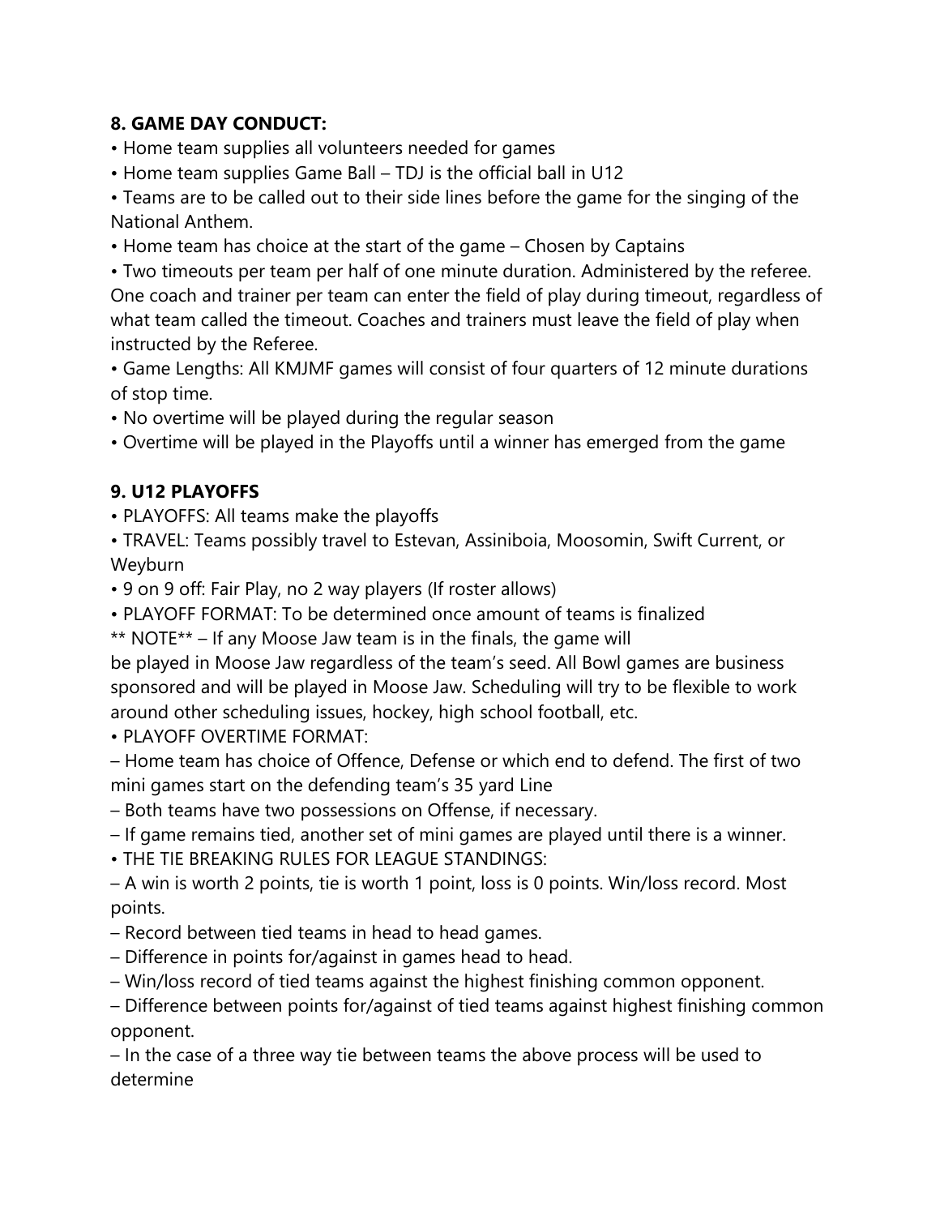**8. GAME DAY CONDUCT:**

• Home team supplies all volunteers needed for games

• Home team supplies Game Ball – TDJ is the official ball in U12

• Teams are to be called out to their side lines before the game for the singing of the National Anthem.

• Home team has choice at the start of the game – Chosen by Captains

• Two timeouts per team per half of one minute duration. Administered by the referee. One coach and trainer per team can enter the field of play during timeout, regardless of what team called the timeout. Coaches and trainers must leave the field of play when instructed by the Referee.

• Game Lengths: All KMJMF games will consist of four quarters of 12 minute durations of stop time.

• No overtime will be played during the regular season

• Overtime will be played in the Playoffs until a winner has emerged from the game

**9. U12 PLAYOFFS**

• PLAYOFFS: All teams make the playoffs

• TRAVEL: Teams possibly travel to Estevan, Assiniboia, Moosomin, Swift Current, or Weyburn

• 9 on 9 off: Fair Play, no 2 way players (If roster allows)

• PLAYOFF FORMAT: To be determined once amount of teams is finalized

** NOTE** – If any Moose Jaw team is in the finals, the game will be played in Moose Jaw regardless of the team's seed. All Bowl games are business sponsored and will be played in Moose Jaw. Scheduling will try to be flexible to work around other scheduling issues, hockey, high school football, etc.

• PLAYOFF OVERTIME FORMAT:

– Home team has choice of Offence, Defense or which end to defend. The first of two mini games start on the defending team's 35 yard Line

– Both teams have two possessions on Offense, if necessary.

– If game remains tied, another set of mini games are played until there is a winner.

• THE TIE BREAKING RULES FOR LEAGUE STANDINGS:

– A win is worth 2 points, tie is worth 1 point, loss is 0 points. Win/loss record. Most points.

– Record between tied teams in head to head games.

– Difference in points for/against in games head to head.

– Win/loss record of tied teams against the highest finishing common opponent.

– Difference between points for/against of tied teams against highest finishing common opponent.

– In the case of a three way tie between teams the above process will be used to determine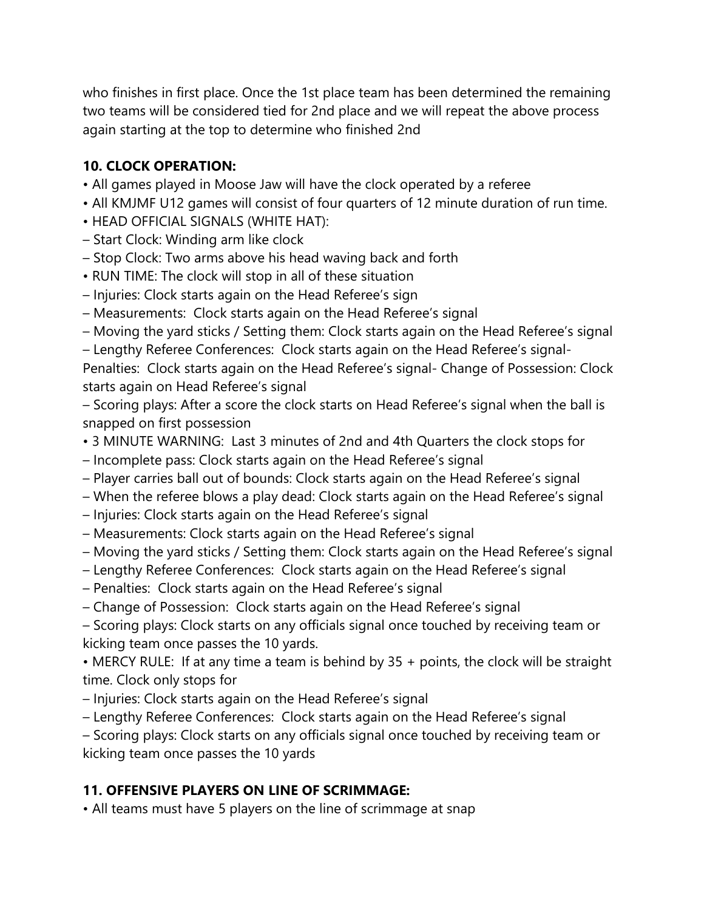who finishes in first place. Once the 1st place team has been determined the remaining two teams will be considered tied for 2nd place and we will repeat the above process again starting at the top to determine who finished 2nd

**10. CLOCK OPERATION:**

• All games played in Moose Jaw will have the clock operated by a referee
• All KMJMF U12 games will consist of four quarters of 12 minute duration of run time.
• HEAD OFFICIAL SIGNALS (WHITE HAT):
– Start Clock: Winding arm like clock
– Stop Clock: Two arms above his head waving back and forth
• RUN TIME: The clock will stop in all of these situation
– Injuries: Clock starts again on the Head Referee's sign
– Measurements: Clock starts again on the Head Referee's signal
– Moving the yard sticks / Setting them: Clock starts again on the Head Referee's signal
– Lengthy Referee Conferences: Clock starts again on the Head Referee's signal- Penalties: Clock starts again on the Head Referee's signal- Change of Possession: Clock starts again on Head Referee's signal
– Scoring plays: After a score the clock starts on Head Referee's signal when the ball is snapped on first possession
• 3 MINUTE WARNING: Last 3 minutes of 2nd and 4th Quarters the clock stops for
– Incomplete pass: Clock starts again on the Head Referee's signal
– Player carries ball out of bounds: Clock starts again on the Head Referee's signal
– When the referee blows a play dead: Clock starts again on the Head Referee's signal
– Injuries: Clock starts again on the Head Referee's signal
– Measurements: Clock starts again on the Head Referee's signal
– Moving the yard sticks / Setting them: Clock starts again on the Head Referee's signal
– Lengthy Referee Conferences: Clock starts again on the Head Referee's signal
– Penalties: Clock starts again on the Head Referee's signal
– Change of Possession: Clock starts again on the Head Referee's signal
– Scoring plays: Clock starts on any officials signal once touched by receiving team or kicking team once passes the 10 yards.
• MERCY RULE: If at any time a team is behind by 35 + points, the clock will be straight time. Clock only stops for
– Injuries: Clock starts again on the Head Referee's signal
– Lengthy Referee Conferences: Clock starts again on the Head Referee's signal
– Scoring plays: Clock starts on any officials signal once touched by receiving team or kicking team once passes the 10 yards

**11. OFFENSIVE PLAYERS ON LINE OF SCRIMMAGE:**

• All teams must have 5 players on the line of scrimmage at snap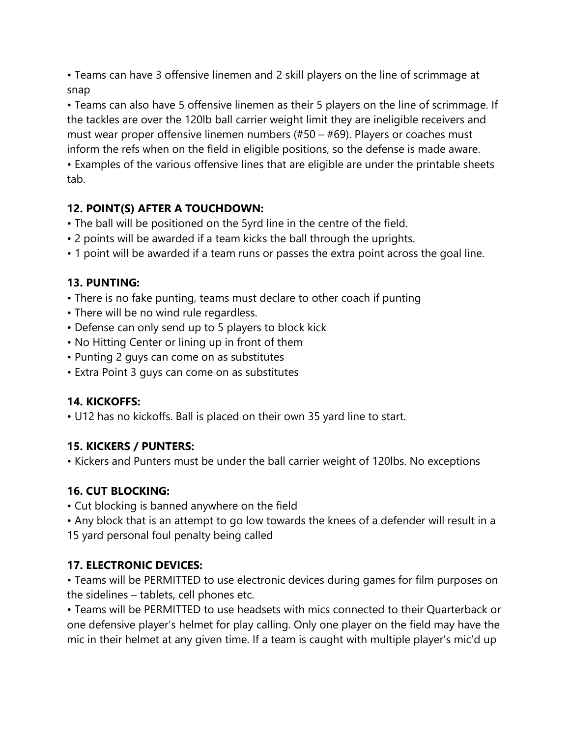• Teams can have 3 offensive linemen and 2 skill players on the line of scrimmage at snap

• Teams can also have 5 offensive linemen as their 5 players on the line of scrimmage. If the tackles are over the 120lb ball carrier weight limit they are ineligible receivers and must wear proper offensive linemen numbers (#50 – #69). Players or coaches must inform the refs when on the field in eligible positions, so the defense is made aware.

• Examples of the various offensive lines that are eligible are under the printable sheets tab.

**12. POINT(S) AFTER A TOUCHDOWN:**

• The ball will be positioned on the 5yrd line in the centre of the field.

• 2 points will be awarded if a team kicks the ball through the uprights.

• 1 point will be awarded if a team runs or passes the extra point across the goal line.

**13. PUNTING:**

• There is no fake punting, teams must declare to other coach if punting

• There will be no wind rule regardless.

• Defense can only send up to 5 players to block kick

• No Hitting Center or lining up in front of them

• Punting 2 guys can come on as substitutes

• Extra Point 3 guys can come on as substitutes

**14. KICKOFFS:**

• U12 has no kickoffs. Ball is placed on their own 35 yard line to start.

**15. KICKERS / PUNTERS:**

• Kickers and Punters must be under the ball carrier weight of 120lbs. No exceptions

**16. CUT BLOCKING:**

• Cut blocking is banned anywhere on the field

• Any block that is an attempt to go low towards the knees of a defender will result in a 15 yard personal foul penalty being called

**17. ELECTRONIC DEVICES:**

• Teams will be PERMITTED to use electronic devices during games for film purposes on the sidelines – tablets, cell phones etc.

• Teams will be PERMITTED to use headsets with mics connected to their Quarterback or one defensive player's helmet for play calling. Only one player on the field may have the mic in their helmet at any given time. If a team is caught with multiple player's mic'd up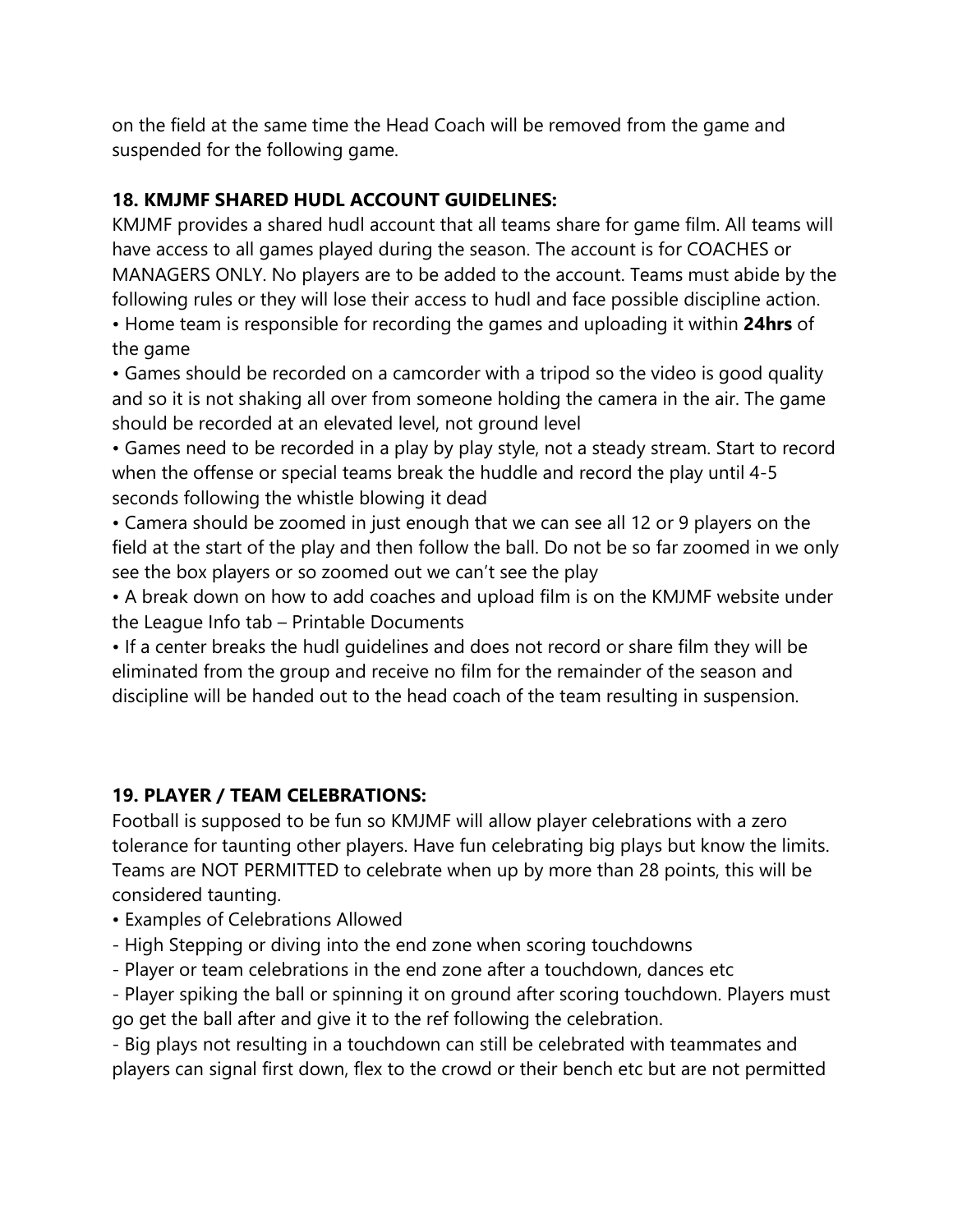on the field at the same time the Head Coach will be removed from the game and suspended for the following game.

### 18. KMJMF SHARED HUDL ACCOUNT GUIDELINES:

KMJMF provides a shared hudl account that all teams share for game film. All teams will have access to all games played during the season. The account is for COACHES or MANAGERS ONLY. No players are to be added to the account. Teams must abide by the following rules or they will lose their access to hudl and face possible discipline action.

- Home team is responsible for recording the games and uploading it within **24hrs** of the game
- Games should be recorded on a camcorder with a tripod so the video is good quality and so it is not shaking all over from someone holding the camera in the air. The game should be recorded at an elevated level, not ground level
- Games need to be recorded in a play by play style, not a steady stream. Start to record when the offense or special teams break the huddle and record the play until 4-5 seconds following the whistle blowing it dead
- Camera should be zoomed in just enough that we can see all 12 or 9 players on the field at the start of the play and then follow the ball. Do not be so far zoomed in we only see the box players or so zoomed out we can't see the play
- A break down on how to add coaches and upload film is on the KMJMF website under the League Info tab – Printable Documents
- If a center breaks the hudl guidelines and does not record or share film they will be eliminated from the group and receive no film for the remainder of the season and discipline will be handed out to the head coach of the team resulting in suspension.

### 19. PLAYER / TEAM CELEBRATIONS:

Football is supposed to be fun so KMJMF will allow player celebrations with a zero tolerance for taunting other players. Have fun celebrating big plays but know the limits. Teams are NOT PERMITTED to celebrate when up by more than 28 points, this will be considered taunting.

- Examples of Celebrations Allowed

- High Stepping or diving into the end zone when scoring touchdowns
- Player or team celebrations in the end zone after a touchdown, dances etc
- Player spiking the ball or spinning it on ground after scoring touchdown. Players must go get the ball after and give it to the ref following the celebration.
- Big plays not resulting in a touchdown can still be celebrated with teammates and players can signal first down, flex to the crowd or their bench etc but are not permitted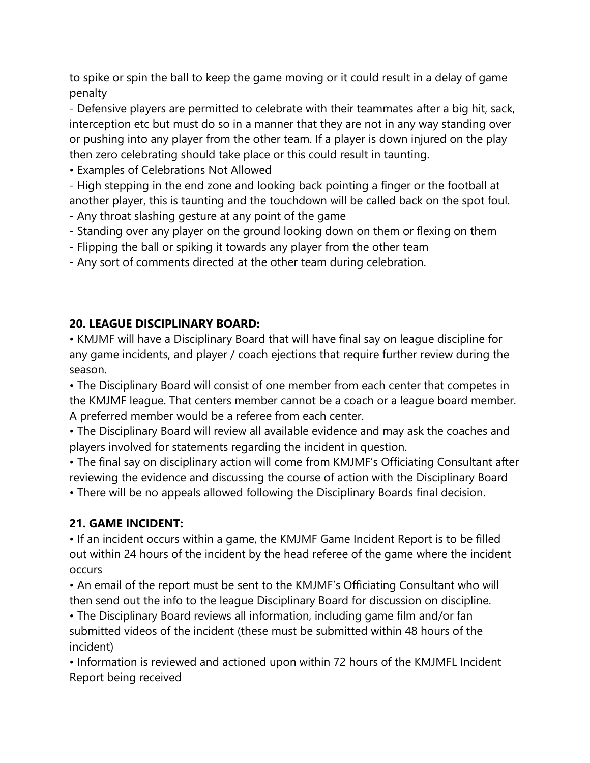to spike or spin the ball to keep the game moving or it could result in a delay of game penalty

- Defensive players are permitted to celebrate with their teammates after a big hit, sack, interception etc but must do so in a manner that they are not in any way standing over or pushing into any player from the other team. If a player is down injured on the play then zero celebrating should take place or this could result in taunting.

• Examples of Celebrations Not Allowed

- High stepping in the end zone and looking back pointing a finger or the football at another player, this is taunting and the touchdown will be called back on the spot foul.
- Any throat slashing gesture at any point of the game
- Standing over any player on the ground looking down on them or flexing on them
- Flipping the ball or spiking it towards any player from the other team
- Any sort of comments directed at the other team during celebration.

**20. LEAGUE DISCIPLINARY BOARD:**

• KMJMF will have a Disciplinary Board that will have final say on league discipline for any game incidents, and player / coach ejections that require further review during the season.

• The Disciplinary Board will consist of one member from each center that competes in the KMJMF league. That centers member cannot be a coach or a league board member. A preferred member would be a referee from each center.

• The Disciplinary Board will review all available evidence and may ask the coaches and players involved for statements regarding the incident in question.

• The final say on disciplinary action will come from KMJMF's Officiating Consultant after reviewing the evidence and discussing the course of action with the Disciplinary Board

• There will be no appeals allowed following the Disciplinary Boards final decision.

**21. GAME INCIDENT:**

• If an incident occurs within a game, the KMJMF Game Incident Report is to be filled out within 24 hours of the incident by the head referee of the game where the incident occurs

• An email of the report must be sent to the KMJMF's Officiating Consultant who will then send out the info to the league Disciplinary Board for discussion on discipline.

• The Disciplinary Board reviews all information, including game film and/or fan submitted videos of the incident (these must be submitted within 48 hours of the incident)

• Information is reviewed and actioned upon within 72 hours of the KMJMFL Incident Report being received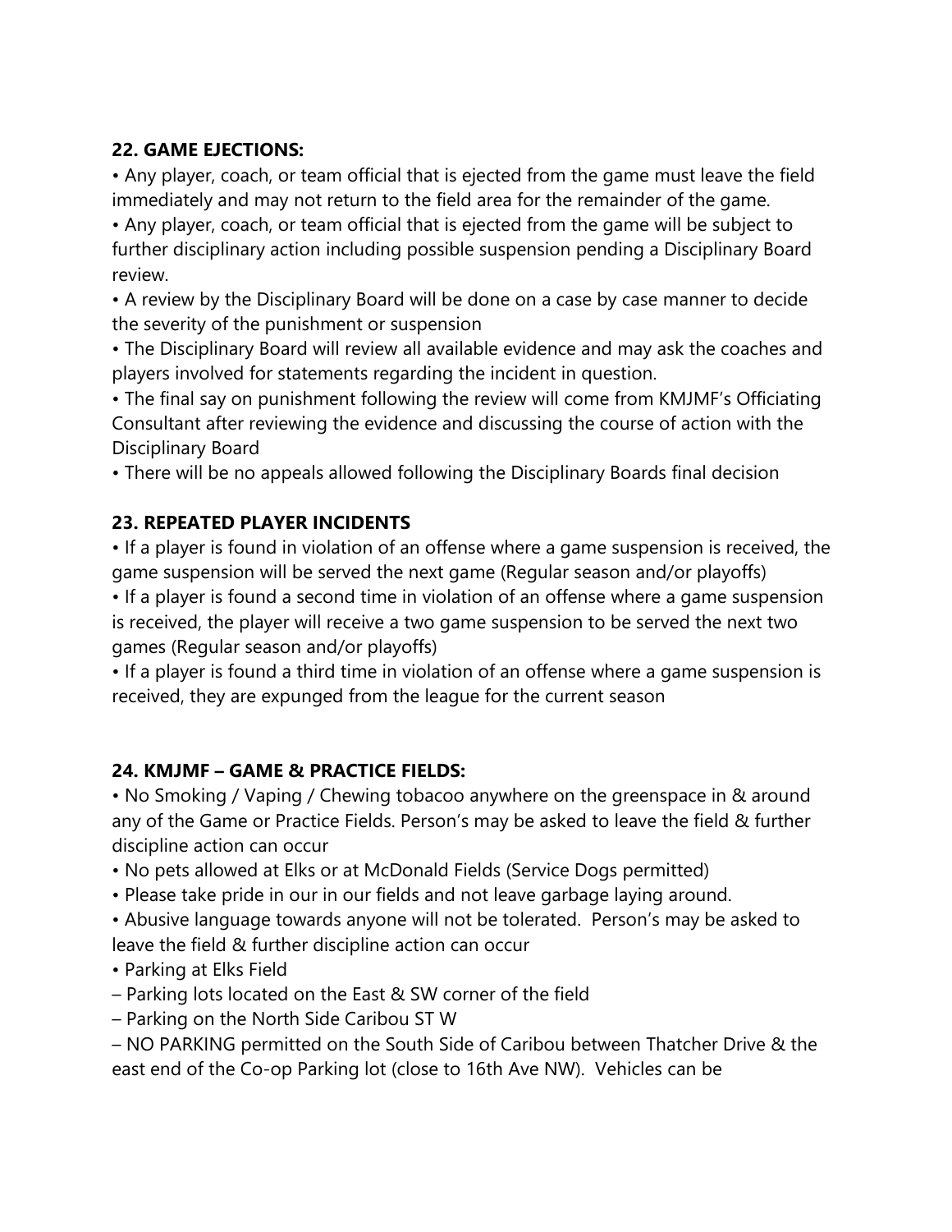**22. GAME EJECTIONS:**

• Any player, coach, or team official that is ejected from the game must leave the field immediately and may not return to the field area for the remainder of the game.
• Any player, coach, or team official that is ejected from the game will be subject to further disciplinary action including possible suspension pending a Disciplinary Board review.
• A review by the Disciplinary Board will be done on a case by case manner to decide the severity of the punishment or suspension
• The Disciplinary Board will review all available evidence and may ask the coaches and players involved for statements regarding the incident in question.
• The final say on punishment following the review will come from KMJMF's Officiating Consultant after reviewing the evidence and discussing the course of action with the Disciplinary Board
• There will be no appeals allowed following the Disciplinary Boards final decision

**23. REPEATED PLAYER INCIDENTS**

• If a player is found in violation of an offense where a game suspension is received, the game suspension will be served the next game (Regular season and/or playoffs)
• If a player is found a second time in violation of an offense where a game suspension is received, the player will receive a two game suspension to be served the next two games (Regular season and/or playoffs)
• If a player is found a third time in violation of an offense where a game suspension is received, they are expunged from the league for the current season

**24. KMJMF – GAME & PRACTICE FIELDS:**

• No Smoking / Vaping / Chewing tobacoo anywhere on the greenspace in & around any of the Game or Practice Fields. Person's may be asked to leave the field & further discipline action can occur
• No pets allowed at Elks or at McDonald Fields (Service Dogs permitted)
• Please take pride in our in our fields and not leave garbage laying around.
• Abusive language towards anyone will not be tolerated. Person's may be asked to leave the field & further discipline action can occur
• Parking at Elks Field
– Parking lots located on the East & SW corner of the field
– Parking on the North Side Caribou ST W
– NO PARKING permitted on the South Side of Caribou between Thatcher Drive & the east end of the Co-op Parking lot (close to 16th Ave NW). Vehicles can be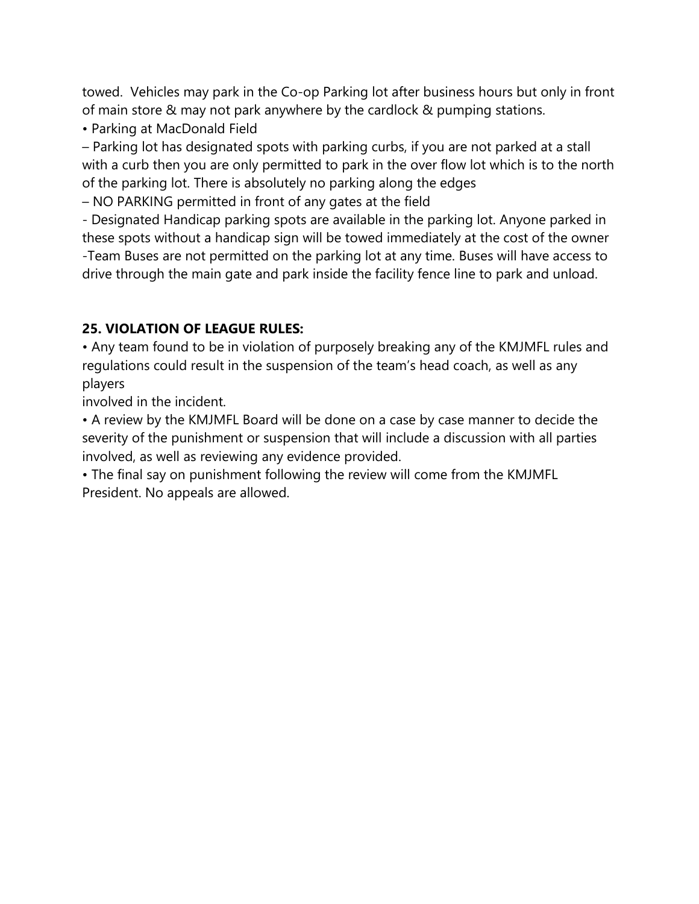towed. Vehicles may park in the Co-op Parking lot after business hours but only in front of main store & may not park anywhere by the cardlock & pumping stations.

• Parking at MacDonald Field

– Parking lot has designated spots with parking curbs, if you are not parked at a stall with a curb then you are only permitted to park in the over flow lot which is to the north of the parking lot. There is absolutely no parking along the edges

– NO PARKING permitted in front of any gates at the field

- Designated Handicap parking spots are available in the parking lot. Anyone parked in these spots without a handicap sign will be towed immediately at the cost of the owner

-Team Buses are not permitted on the parking lot at any time. Buses will have access to drive through the main gate and park inside the facility fence line to park and unload.

**25. VIOLATION OF LEAGUE RULES:**

• Any team found to be in violation of purposely breaking any of the KMJMFL rules and regulations could result in the suspension of the team's head coach, as well as any players
involved in the incident.

• A review by the KMJMFL Board will be done on a case by case manner to decide the severity of the punishment or suspension that will include a discussion with all parties involved, as well as reviewing any evidence provided.

• The final say on punishment following the review will come from the KMJMFL President. No appeals are allowed.